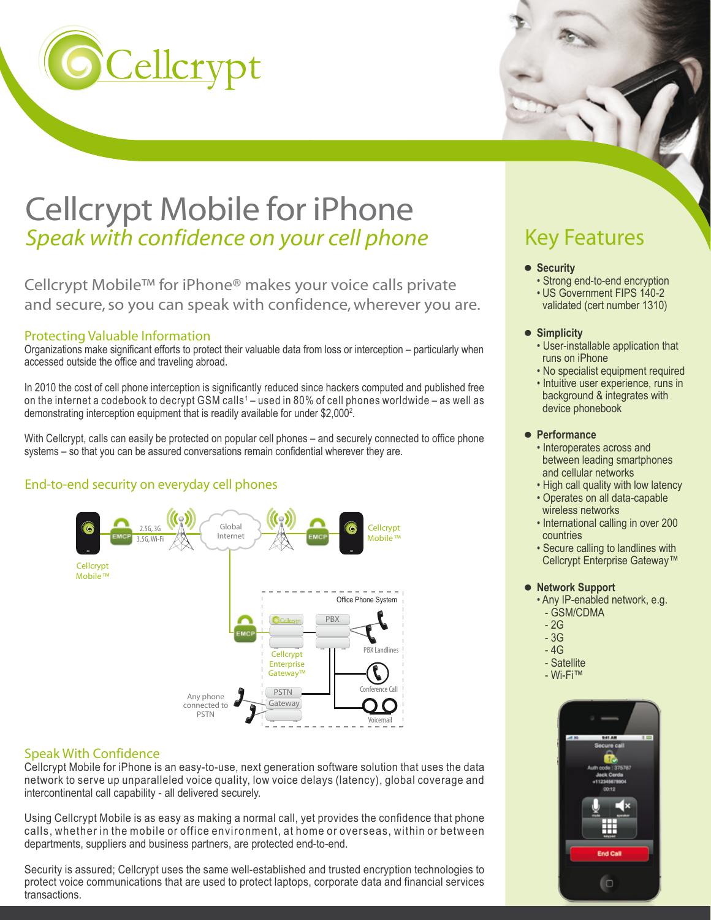# Cellcrypt Mobile for iPhone

## *Speak with confidence on your cell phone*

Cellcrypt Mobile™ for iPhone® makes your voice calls private and secure, so you can speak with confidence, wherever you are.

### Protecting Valuable Information

Organizations make significant efforts to protect their valuable data from loss or interception – particularly when accessed outside the office and traveling abroad.

In 2010 the cost of cell phone interception is significantly reduced since hackers computed and published free on the internet a codebook to decrypt GSM calls[1] – used in 80% of cell phones worldwide – as well as demonstrating interception equipment that is readily available for under $2,000[2].

With Cellcrypt, calls can easily be protected on popular cell phones – and securely connected to office phone systems – so that you can be assured conversations remain confidential wherever they are.

### End-to-end security on everyday cell phones

### Speak With Confidence

Cellcrypt Mobile for iPhone is an easy-to-use, next generation software solution that uses the data network to serve up unparalleled voice quality, low voice delays (latency), global coverage and intercontinental call capability - all delivered securely.

Using Cellcrypt Mobile is as easy as making a normal call, yet provides the confidence that phone calls, whether in the mobile or office environment, at home or overseas, within or between departments, suppliers and business partners, are protected end-to-end.

Security is assured; Cellcrypt uses the same well-established and trusted encryption technologies to protect voice communications that are used to protect laptops, corporate data and financial services transactions.

## Key Features

- **Security**
  - Strong end-to-end encryption
  - US Government FIPS 140-2 validated (cert number 1310)
- **Simplicity**
  - User-installable application that runs on iPhone
  - No specialist equipment required
  - Intuitive user experience, runs in background & integrates with device phonebook
- **Performance**
  - Interoperates across and between leading smartphones and cellular networks
  - High call quality with low latency
  - Operates on all data-capable wireless networks
  - International calling in over 200 countries
  - Secure calling to landlines with Cellcrypt Enterprise Gateway™
- **Network Support**
  - Any IP-enabled network, e.g.
    - GSM/CDMA
    - 2G
    - 3G
    - 4G
    - Satellite
    - Wi-Fi™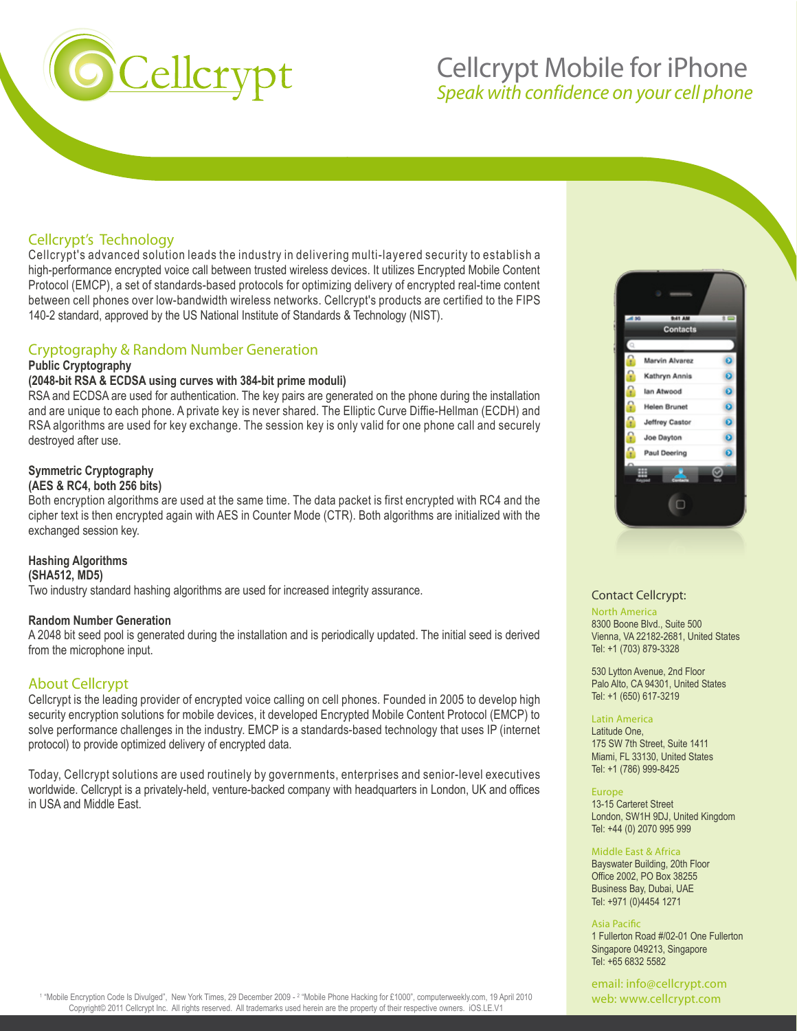# Cellcrypt Mobile for iPhone

*Speak with confidence on your cell phone*

## Cellcrypt's Technology

Cellcrypt's advanced solution leads the industry in delivering multi-layered security to establish a high-performance encrypted voice call between trusted wireless devices. It utilizes Encrypted Mobile Content Protocol (EMCP), a set of standards-based protocols for optimizing delivery of encrypted real-time content between cell phones over low-bandwidth wireless networks. Cellcrypt's products are certified to the FIPS 140-2 standard, approved by the US National Institute of Standards & Technology (NIST).

## Cryptography & Random Number Generation

**Public Cryptography**

**(2048-bit RSA & ECDSA using curves with 384-bit prime moduli)**

RSA and ECDSA are used for authentication. The key pairs are generated on the phone during the installation and are unique to each phone. A private key is never shared. The Elliptic Curve Diffie-Hellman (ECDH) and RSA algorithms are used for key exchange. The session key is only valid for one phone call and securely destroyed after use.

**Symmetric Cryptography**

**(AES & RC4, both 256 bits)**

Both encryption algorithms are used at the same time. The data packet is first encrypted with RC4 and the cipher text is then encrypted again with AES in Counter Mode (CTR). Both algorithms are initialized with the exchanged session key.

**Hashing Algorithms**

**(SHA512, MD5)**

Two industry standard hashing algorithms are used for increased integrity assurance.

**Random Number Generation**

A 2048 bit seed pool is generated during the installation and is periodically updated. The initial seed is derived from the microphone input.

## About Cellcrypt

Cellcrypt is the leading provider of encrypted voice calling on cell phones. Founded in 2005 to develop high security encryption solutions for mobile devices, it developed Encrypted Mobile Content Protocol (EMCP) to solve performance challenges in the industry. EMCP is a standards-based technology that uses IP (internet protocol) to provide optimized delivery of encrypted data.

Today, Cellcrypt solutions are used routinely by governments, enterprises and senior-level executives worldwide. Cellcrypt is a privately-held, venture-backed company with headquarters in London, UK and offices in USA and Middle East.

## Contact Cellcrypt:

**North America**

8300 Boone Blvd., Suite 500
Vienna, VA 22182-2681, United States
Tel: +1 (703) 879-3328

530 Lytton Avenue, 2nd Floor
Palo Alto, CA 94301, United States
Tel: +1 (650) 617-3219

**Latin America**

Latitude One,
175 SW 7th Street, Suite 1411
Miami, FL 33130, United States
Tel: +1 (786) 999-8425

**Europe**

13-15 Carteret Street
London, SW1H 9DJ, United Kingdom
Tel: +44 (0) 2070 995 999

**Middle East & Africa**

Bayswater Building, 20th Floor
Office 2002, PO Box 38255
Business Bay, Dubai, UAE
Tel: +971 (0)4454 1271

**Asia Pacific**

1 Fullerton Road #02-01 One Fullerton
Singapore 049213, Singapore
Tel: +65 6832 5582

email: info@cellcrypt.com
web: www.cellcrypt.com

[1] "Mobile Encryption Code Is Divulged", New York Times, 29 December 2009 - [2] "Mobile Phone Hacking for £1000", computerweekly.com, 19 April 2010
Copyright© 2011 Cellcrypt Inc. All rights reserved. All trademarks used herein are the property of their respective owners. iOS.LE.V1